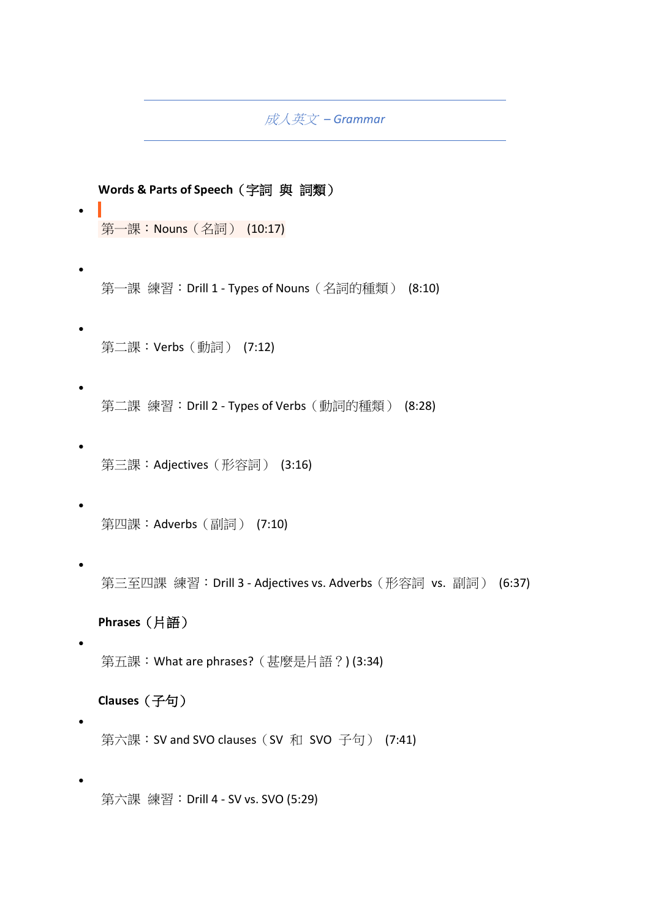*成人英文 – Grammar*

**Words & Parts of Speech（字詞 與 詞類）**

- 第一課：Nouns（名詞） (10:17)
- 第一課 練習：Drill 1 - Types of Nouns（名詞的種類） (8:10)
- 第二課：Verbs（動詞） (7:12)
- 第二課 練習：Drill 2 - Types of Verbs（動詞的種類） (8:28)
- 第三課：Adjectives（形容詞） (3:16)
- 第四課：Adverbs（副詞） (7:10)
- 第三至四課 練習：Drill 3 - Adjectives vs. Adverbs（形容詞 vs. 副詞） (6:37)

**Phrases（片語）**

- 第五課：What are phrases?（甚麼是片語？) (3:34)

**Clauses（子句）**

- 第六課：SV and SVO clauses（SV 和 SVO 子句） (7:41)
- 第六課 練習：Drill 4 - SV vs. SVO (5:29)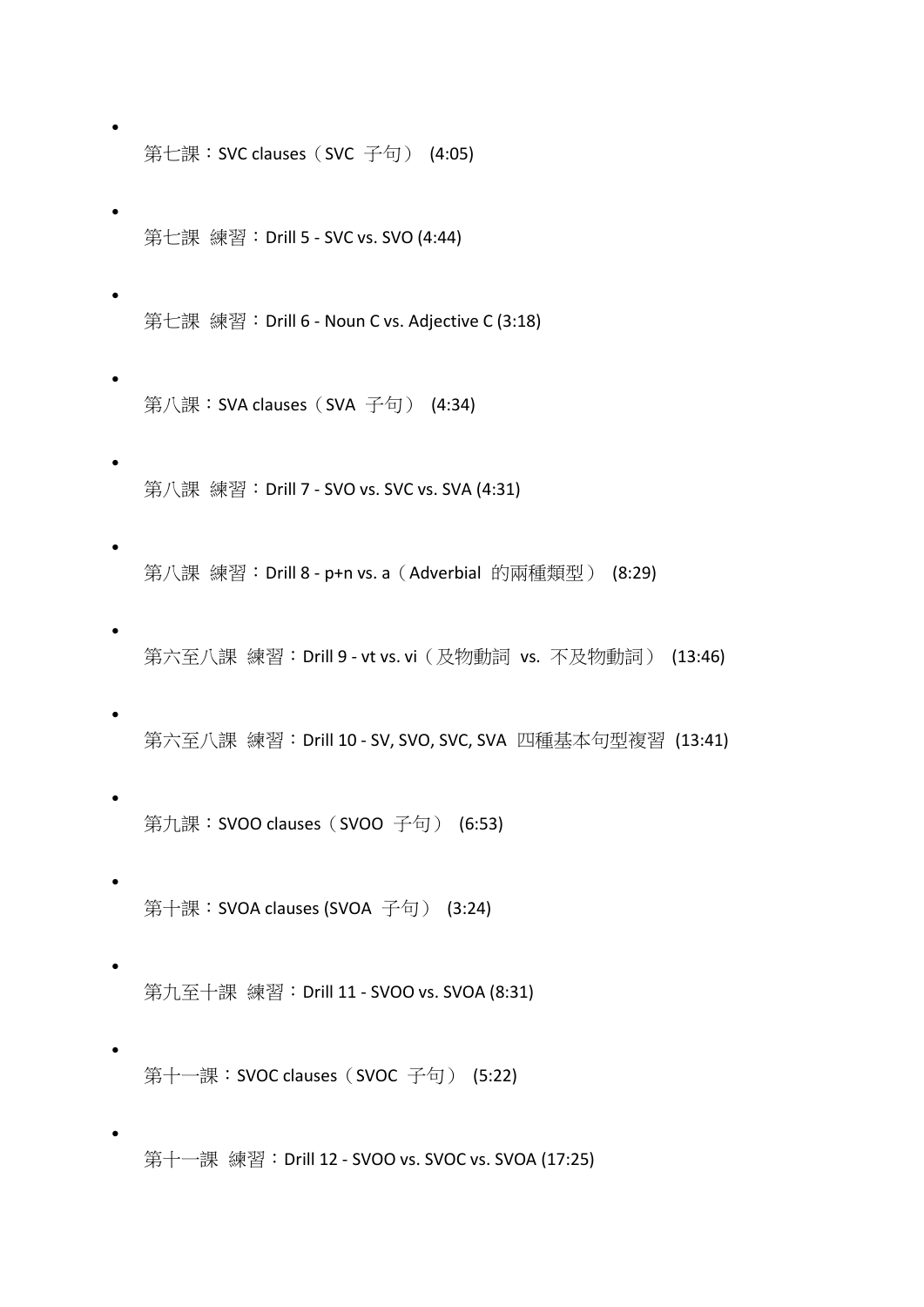- 第七課：SVC clauses（SVC 子句） (4:05)
- 第七課 練習：Drill 5 - SVC vs. SVO (4:44)
- 第七課 練習：Drill 6 - Noun C vs. Adjective C (3:18)
- 第八課：SVA clauses（SVA 子句） (4:34)
- 第八課 練習：Drill 7 - SVO vs. SVC vs. SVA (4:31)
- 第八課 練習：Drill 8 - p+n vs. a（Adverbial 的兩種類型） (8:29)
- 第六至八課 練習：Drill 9 - vt vs. vi（及物動詞 vs. 不及物動詞） (13:46)
- 第六至八課 練習：Drill 10 - SV, SVO, SVC, SVA 四種基本句型複習 (13:41)
- 第九課：SVOO clauses（SVOO 子句） (6:53)
- 第十課：SVOA clauses (SVOA 子句） (3:24)
- 第九至十課 練習：Drill 11 - SVOO vs. SVOA (8:31)
- 第十一課：SVOC clauses（SVOC 子句） (5:22)
- 第十一課 練習：Drill 12 - SVOO vs. SVOC vs. SVOA (17:25)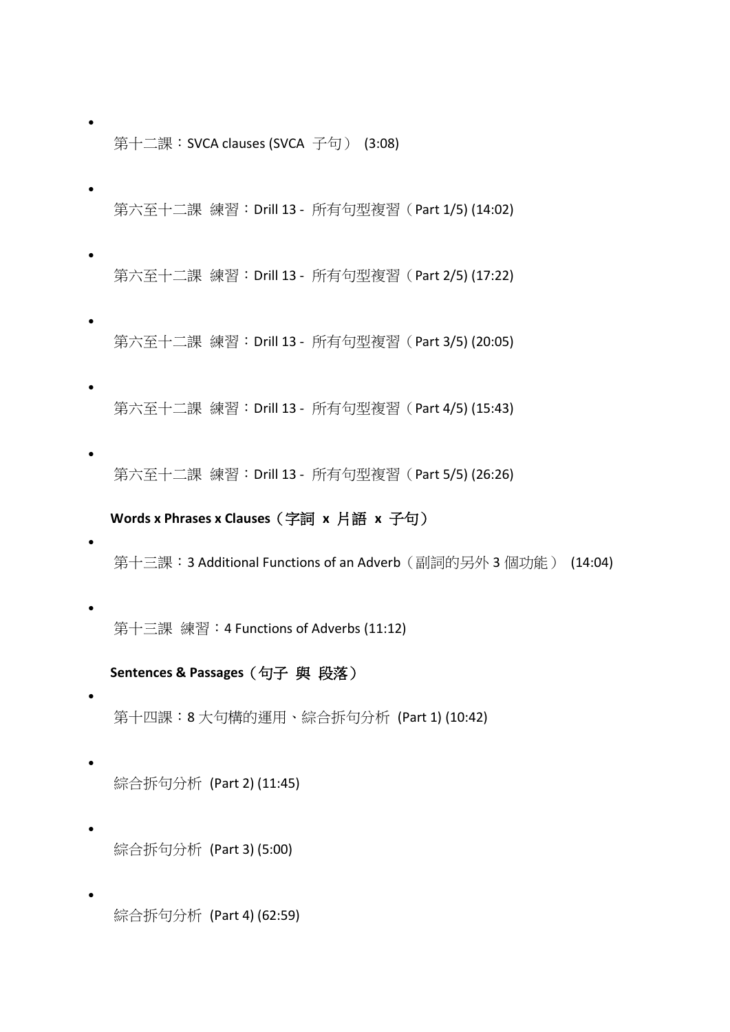- 第十二課：SVCA clauses (SVCA 子句） (3:08)
- 第六至十二課 練習：Drill 13 - 所有句型複習（Part 1/5) (14:02)
- 第六至十二課 練習：Drill 13 - 所有句型複習（Part 2/5) (17:22)
- 第六至十二課 練習：Drill 13 - 所有句型複習（Part 3/5) (20:05)
- 第六至十二課 練習：Drill 13 - 所有句型複習（Part 4/5) (15:43)
- 第六至十二課 練習：Drill 13 - 所有句型複習（Part 5/5) (26:26)

**Words x Phrases x Clauses（字詞 x 片語 x 子句）**

- 第十三課：3 Additional Functions of an Adverb（副詞的另外 3 個功能） (14:04)
- 第十三課 練習：4 Functions of Adverbs (11:12)

**Sentences & Passages（句子 與 段落）**

- 第十四課：8 大句構的運用、綜合拆句分析 (Part 1) (10:42)
- 綜合拆句分析 (Part 2) (11:45)
- 綜合拆句分析 (Part 3) (5:00)
- 綜合拆句分析 (Part 4) (62:59)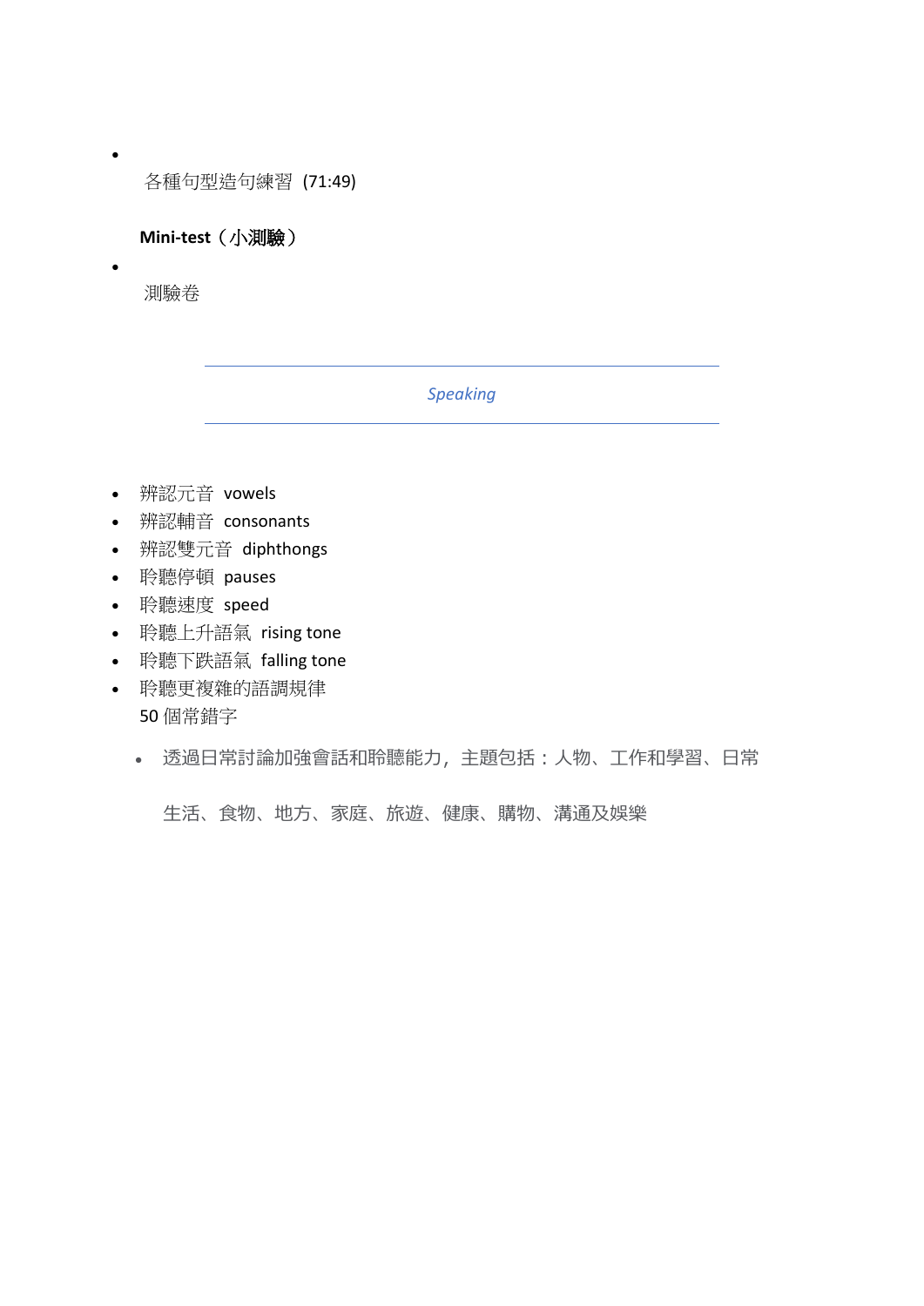- 各種句型造句練習 (71:49)

**Mini-test（小測驗）**

- 測驗卷

---

*Speaking*

---

- 辨認元音 vowels
- 辨認輔音 consonants
- 辨認雙元音 diphthongs
- 聆聽停頓 pauses
- 聆聽速度 speed
- 聆聽上升語氣 rising tone
- 聆聽下跌語氣 falling tone
- 聆聽更複雜的語調規律
  50 個常錯字
  - 透過日常討論加強會話和聆聽能力，主題包括：人物、工作和學習、日常生活、食物、地方、家庭、旅遊、健康、購物、溝通及娛樂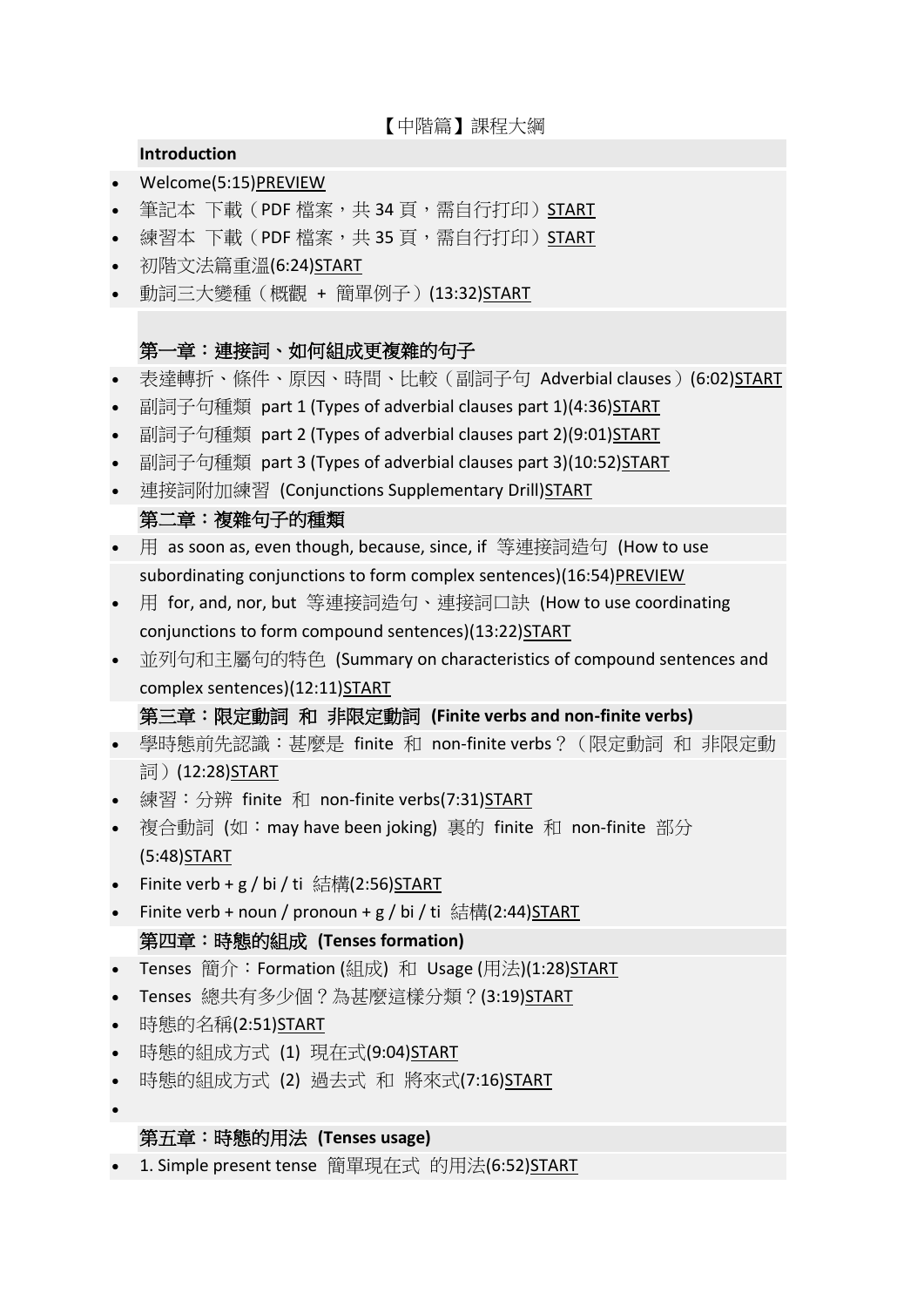【中階篇】課程大綱

**Introduction**

- Welcome(5:15)PREVIEW
- 筆記本 下載（PDF 檔案，共 34 頁，需自行打印）START
- 練習本 下載（PDF 檔案，共 35 頁，需自行打印）START
- 初階文法篇重溫(6:24)START
- 動詞三大變種（概觀 + 簡單例子）(13:32)START

## 第一章：連接詞、如何組成更複雜的句子

- 表達轉折、條件、原因、時間、比較（副詞子句 Adverbial clauses）(6:02)START
- 副詞子句種類 part 1 (Types of adverbial clauses part 1)(4:36)START
- 副詞子句種類 part 2 (Types of adverbial clauses part 2)(9:01)START
- 副詞子句種類 part 3 (Types of adverbial clauses part 3)(10:52)START
- 連接詞附加練習 (Conjunctions Supplementary Drill)START

## 第二章：複雜句子的種類

- 用 as soon as, even though, because, since, if 等連接詞造句 (How to use subordinating conjunctions to form complex sentences)(16:54)PREVIEW
- 用 for, and, nor, but 等連接詞造句、連接詞口訣 (How to use coordinating conjunctions to form compound sentences)(13:22)START
- 並列句和主屬句的特色 (Summary on characteristics of compound sentences and complex sentences)(12:11)START

## 第三章：限定動詞 和 非限定動詞 (Finite verbs and non-finite verbs)

- 學時態前先認識：甚麼是 finite 和 non-finite verbs？（限定動詞 和 非限定動詞）(12:28)START
- 練習：分辨 finite 和 non-finite verbs(7:31)START
- 複合動詞 (如：may have been joking) 裏的 finite 和 non-finite 部分 (5:48)START
- Finite verb + g / bi / ti 結構(2:56)START
- Finite verb + noun / pronoun + g / bi / ti 結構(2:44)START

## 第四章：時態的組成 (Tenses formation)

- Tenses 簡介：Formation (組成) 和 Usage (用法)(1:28)START
- Tenses 總共有多少個？為甚麼這樣分類？(3:19)START
- 時態的名稱(2:51)START
- 時態的組成方式 (1) 現在式(9:04)START
- 時態的組成方式 (2) 過去式 和 將來式(7:16)START

## 第五章：時態的用法 (Tenses usage)

- 1. Simple present tense 簡單現在式 的用法(6:52)START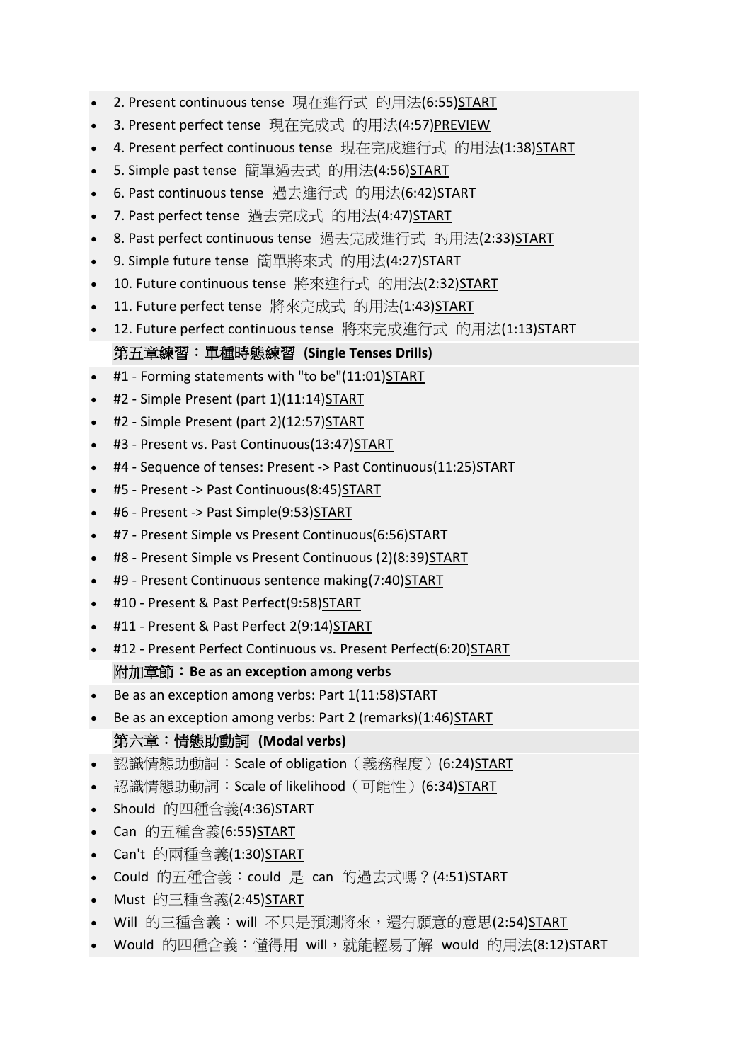- 2. Present continuous tense 現在進行式 的用法(6:55)START
- 3. Present perfect tense 現在完成式 的用法(4:57)PREVIEW
- 4. Present perfect continuous tense 現在完成進行式 的用法(1:38)START
- 5. Simple past tense 簡單過去式 的用法(4:56)START
- 6. Past continuous tense 過去進行式 的用法(6:42)START
- 7. Past perfect tense 過去完成式 的用法(4:47)START
- 8. Past perfect continuous tense 過去完成進行式 的用法(2:33)START
- 9. Simple future tense 簡單將來式 的用法(4:27)START
- 10. Future continuous tense 將來進行式 的用法(2:32)START
- 11. Future perfect tense 將來完成式 的用法(1:43)START
- 12. Future perfect continuous tense 將來完成進行式 的用法(1:13)START

**第五章練習：單種時態練習 (Single Tenses Drills)**

- #1 - Forming statements with "to be"(11:01)START
- #2 - Simple Present (part 1)(11:14)START
- #2 - Simple Present (part 2)(12:57)START
- #3 - Present vs. Past Continuous(13:47)START
- #4 - Sequence of tenses: Present -> Past Continuous(11:25)START
- #5 - Present -> Past Continuous(8:45)START
- #6 - Present -> Past Simple(9:53)START
- #7 - Present Simple vs Present Continuous(6:56)START
- #8 - Present Simple vs Present Continuous (2)(8:39)START
- #9 - Present Continuous sentence making(7:40)START
- #10 - Present & Past Perfect(9:58)START
- #11 - Present & Past Perfect 2(9:14)START
- #12 - Present Perfect Continuous vs. Present Perfect(6:20)START

**附加章節：Be as an exception among verbs**

- Be as an exception among verbs: Part 1(11:58)START
- Be as an exception among verbs: Part 2 (remarks)(1:46)START

**第六章：情態助動詞 (Modal verbs)**

- 認識情態助動詞：Scale of obligation（義務程度）(6:24)START
- 認識情態助動詞：Scale of likelihood（可能性）(6:34)START
- Should 的四種含義(4:36)START
- Can 的五種含義(6:55)START
- Can't 的兩種含義(1:30)START
- Could 的五種含義：could 是 can 的過去式嗎？(4:51)START
- Must 的三種含義(2:45)START
- Will 的三種含義：will 不只是預測將來，還有願意的意思(2:54)START
- Would 的四種含義：懂得用 will，就能輕易了解 would 的用法(8:12)START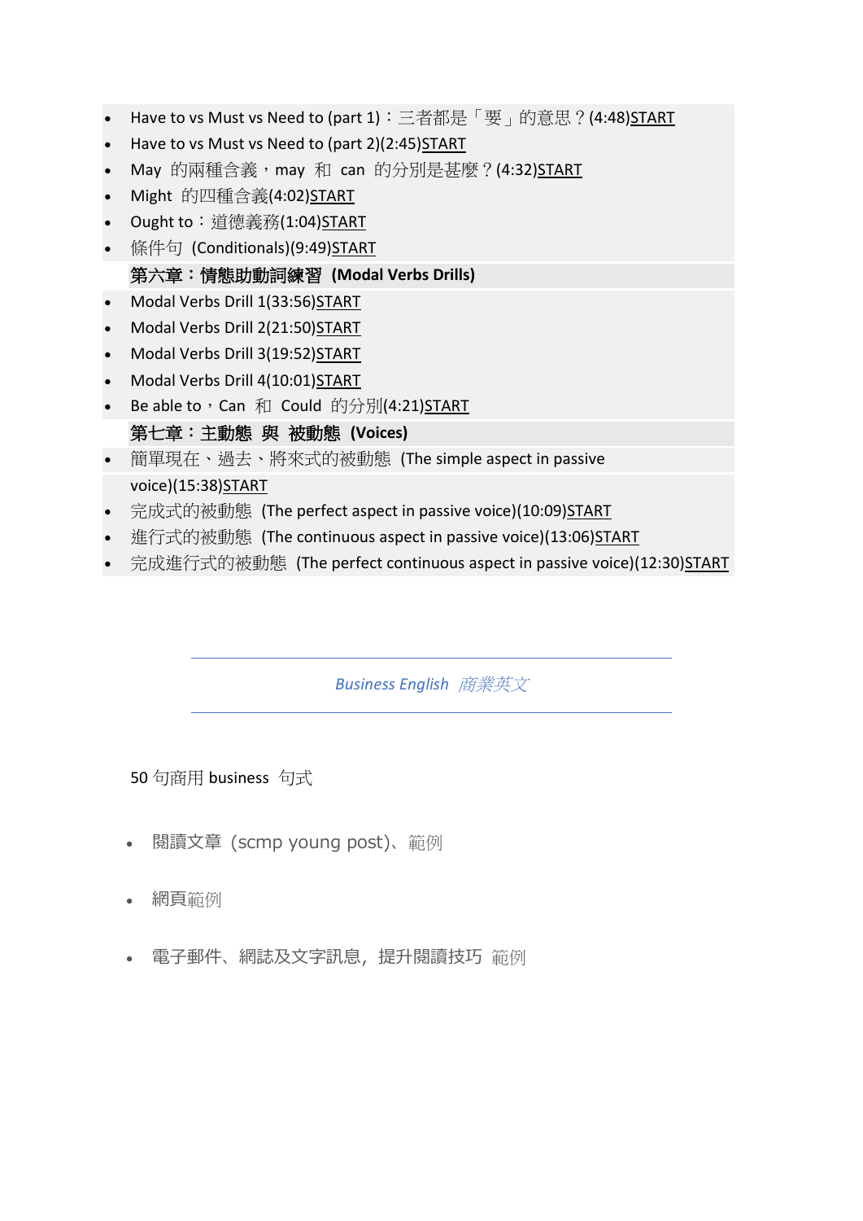- Have to vs Must vs Need to (part 1)：三者都是「要」的意思？(4:48)START
- Have to vs Must vs Need to (part 2)(2:45)START
- May 的兩種含義，may 和 can 的分別是甚麼？(4:32)START
- Might 的四種含義(4:02)START
- Ought to：道德義務(1:04)START
- 條件句 (Conditionals)(9:49)START

**第六章：情態助動詞練習 (Modal Verbs Drills)**

- Modal Verbs Drill 1(33:56)START
- Modal Verbs Drill 2(21:50)START
- Modal Verbs Drill 3(19:52)START
- Modal Verbs Drill 4(10:01)START
- Be able to，Can 和 Could 的分別(4:21)START

**第七章：主動態 與 被動態 (Voices)**

- 簡單現在、過去、將來式的被動態 (The simple aspect in passive voice)(15:38)START
- 完成式的被動態 (The perfect aspect in passive voice)(10:09)START
- 進行式的被動態 (The continuous aspect in passive voice)(13:06)START
- 完成進行式的被動態 (The perfect continuous aspect in passive voice)(12:30)START

---

*Business English 商業英文*

---

50 句商用 business 句式

- 閱讀文章 (scmp young post)、範例
- 網頁範例
- 電子郵件、網誌及文字訊息，提升閱讀技巧 範例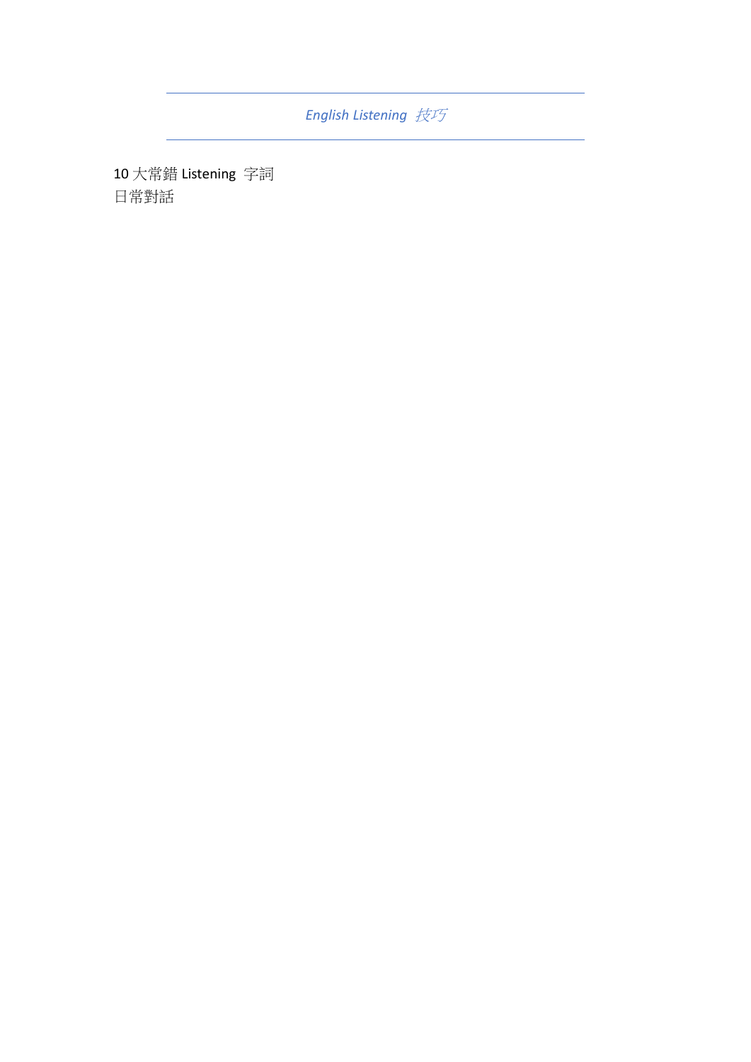*English Listening 技巧*

10 大常錯 Listening 字詞
日常對話